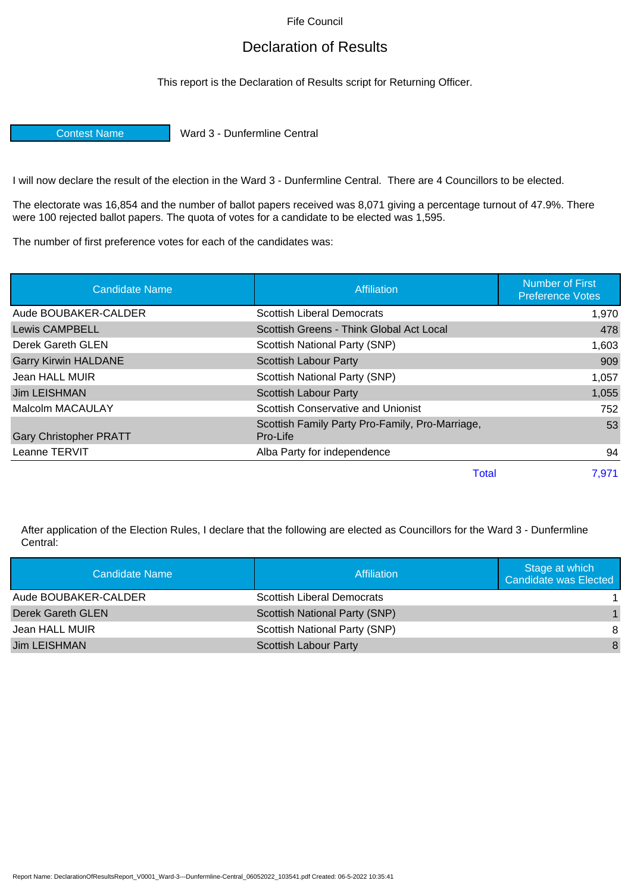Fife Council

# Declaration of Results

This report is the Declaration of Results script for Returning Officer.

| Contest Name | Ward 3 - Dunfermline Central |
|---|---|

I will now declare the result of the election in the Ward 3 - Dunfermline Central. There are 4 Councillors to be elected.

The electorate was 16,854 and the number of ballot papers received was 8,071 giving a percentage turnout of 47.9%. There were 100 rejected ballot papers. The quota of votes for a candidate to be elected was 1,595.

The number of first preference votes for each of the candidates was:

| Candidate Name | Affiliation | Number of First Preference Votes |
|---|---|---|
| Aude BOUBAKER-CALDER | Scottish Liberal Democrats | 1,970 |
| Lewis CAMPBELL | Scottish Greens - Think Global Act Local | 478 |
| Derek Gareth GLEN | Scottish National Party (SNP) | 1,603 |
| Garry Kirwin HALDANE | Scottish Labour Party | 909 |
| Jean HALL MUIR | Scottish National Party (SNP) | 1,057 |
| Jim LEISHMAN | Scottish Labour Party | 1,055 |
| Malcolm MACAULAY | Scottish Conservative and Unionist | 752 |
| Gary Christopher PRATT | Scottish Family Party Pro-Family, Pro-Marriage, Pro-Life | 53 |
| Leanne TERVIT | Alba Party for independence | 94 |
| | Total | 7,971 |

After application of the Election Rules, I declare that the following are elected as Councillors for the Ward 3 - Dunfermline Central:

| Candidate Name | Affiliation | Stage at which Candidate was Elected |
|---|---|---|
| Aude BOUBAKER-CALDER | Scottish Liberal Democrats | 1 |
| Derek Gareth GLEN | Scottish National Party (SNP) | 1 |
| Jean HALL MUIR | Scottish National Party (SNP) | 8 |
| Jim LEISHMAN | Scottish Labour Party | 8 |

Report Name: DeclarationOfResultsReport_V0001_Ward-3---Dunfermline-Central_06052022_103541.pdf Created: 06-5-2022 10:35:41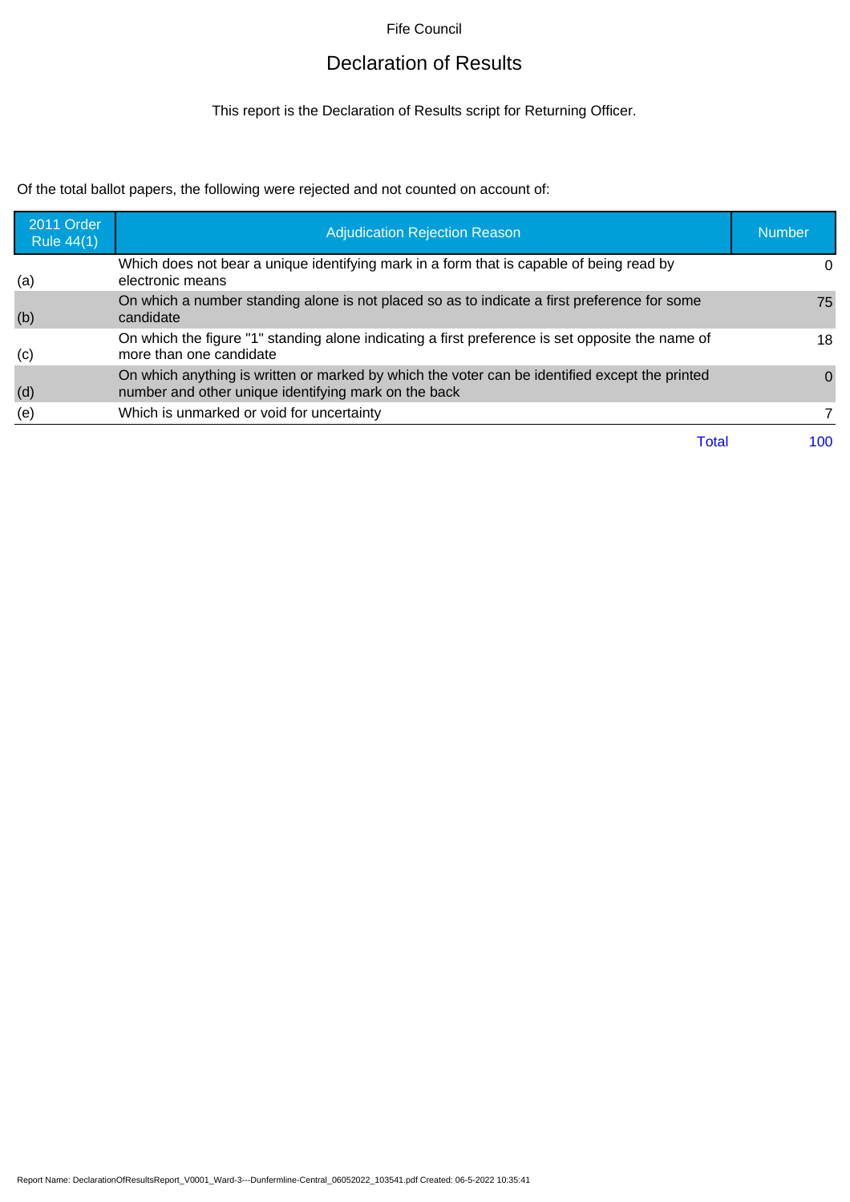Fife Council

# Declaration of Results

This report is the Declaration of Results script for Returning Officer.

Of the total ballot papers, the following were rejected and not counted on account of:

| 2011 Order Rule 44(1) | Adjudication Rejection Reason | Number |
|---|---|---|
| (a) | Which does not bear a unique identifying mark in a form that is capable of being read by electronic means | 0 |
| (b) | On which a number standing alone is not placed so as to indicate a first preference for some candidate | 75 |
| (c) | On which the figure "1" standing alone indicating a first preference is set opposite the name of more than one candidate | 18 |
| (d) | On which anything is written or marked by which the voter can be identified except the printed number and other unique identifying mark on the back | 0 |
| (e) | Which is unmarked or void for uncertainty | 7 |
| | Total | 100 |

Report Name: DeclarationOfResultsReport_V0001_Ward-3---Dunfermline-Central_06052022_103541.pdf Created: 06-5-2022 10:35:41